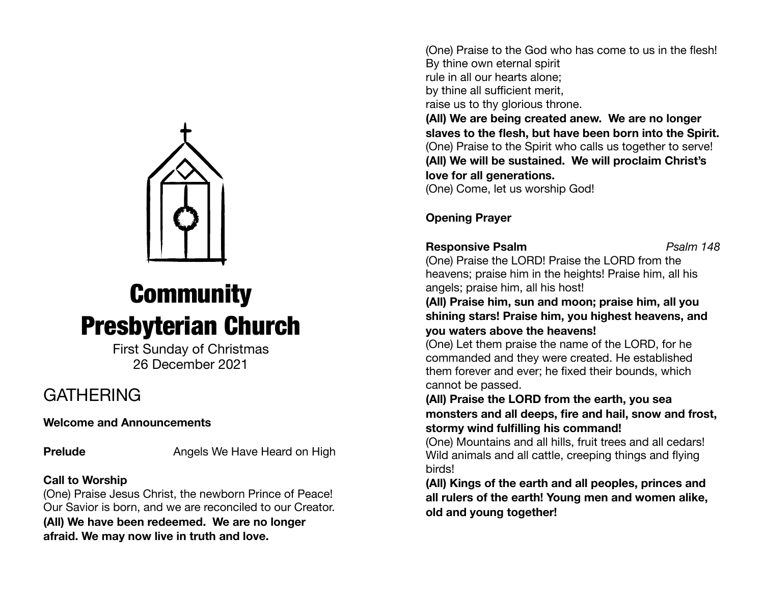# Community Presbyterian Church

First Sunday of Christmas
26 December 2021

## GATHERING

**Welcome and Announcements**

**Prelude** Angels We Have Heard on High

**Call to Worship**

(One) Praise Jesus Christ, the newborn Prince of Peace! Our Savior is born, and we are reconciled to our Creator.

**(All) We have been redeemed. We are no longer afraid. We may now live in truth and love.**

(One) Praise to the God who has come to us in the flesh!
By thine own eternal spirit
rule in all our hearts alone;
by thine all sufficient merit,
raise us to thy glorious throne.

**(All) We are being created anew. We are no longer slaves to the flesh, but have been born into the Spirit.**

(One) Praise to the Spirit who calls us together to serve!

**(All) We will be sustained. We will proclaim Christ's love for all generations.**

(One) Come, let us worship God!

**Opening Prayer**

**Responsive Psalm** *Psalm 148*

(One) Praise the LORD! Praise the LORD from the heavens; praise him in the heights! Praise him, all his angels; praise him, all his host!

**(All) Praise him, sun and moon; praise him, all you shining stars! Praise him, you highest heavens, and you waters above the heavens!**

(One) Let them praise the name of the LORD, for he commanded and they were created. He established them forever and ever; he fixed their bounds, which cannot be passed.

**(All) Praise the LORD from the earth, you sea monsters and all deeps, fire and hail, snow and frost, stormy wind fulfilling his command!**

(One) Mountains and all hills, fruit trees and all cedars! Wild animals and all cattle, creeping things and flying birds!

**(All) Kings of the earth and all peoples, princes and all rulers of the earth! Young men and women alike, old and young together!**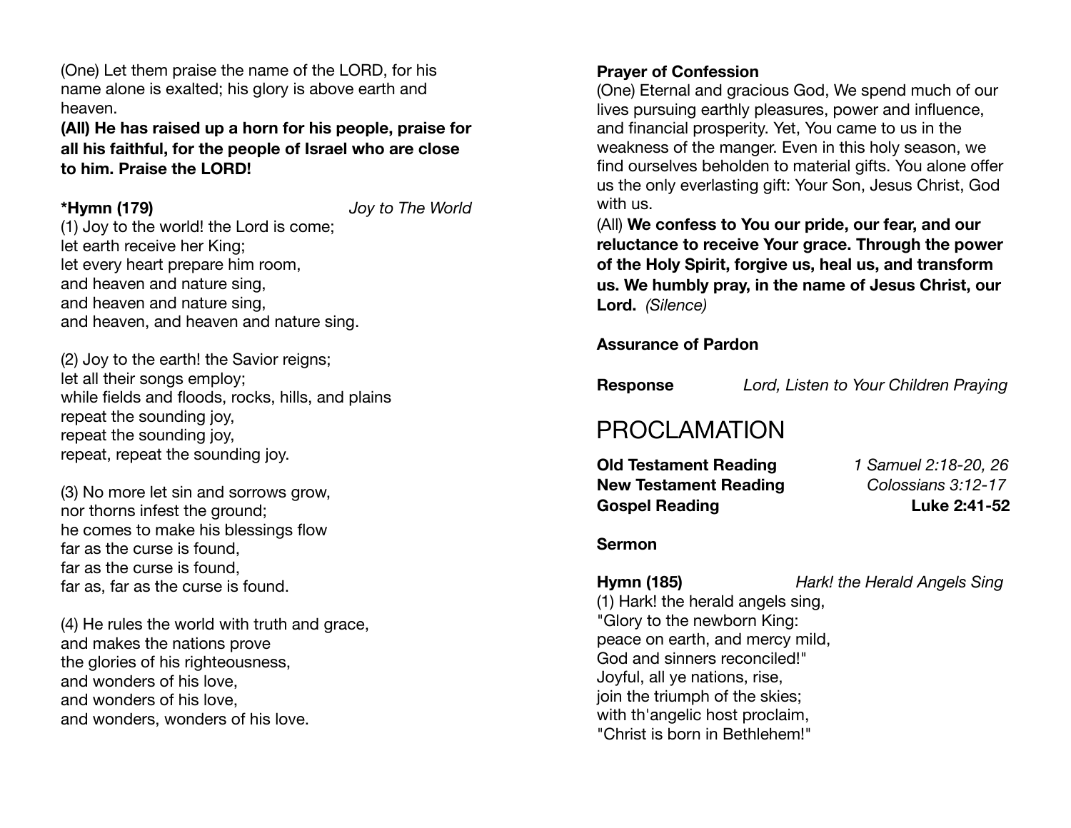(One) Let them praise the name of the LORD, for his name alone is exalted; his glory is above earth and heaven.

**(All) He has raised up a horn for his people, praise for all his faithful, for the people of Israel who are close to him. Praise the LORD!**

**\*Hymn (179)** *Joy to The World*

(1) Joy to the world! the Lord is come;
let earth receive her King;
let every heart prepare him room,
and heaven and nature sing,
and heaven and nature sing,
and heaven, and heaven and nature sing.

(2) Joy to the earth! the Savior reigns;
let all their songs employ;
while fields and floods, rocks, hills, and plains
repeat the sounding joy,
repeat the sounding joy,
repeat, repeat the sounding joy.

(3) No more let sin and sorrows grow,
nor thorns infest the ground;
he comes to make his blessings flow
far as the curse is found,
far as the curse is found,
far as, far as the curse is found.

(4) He rules the world with truth and grace,
and makes the nations prove
the glories of his righteousness,
and wonders of his love,
and wonders of his love,
and wonders, wonders of his love.

**Prayer of Confession**

(One) Eternal and gracious God, We spend much of our lives pursuing earthly pleasures, power and influence, and financial prosperity. Yet, You came to us in the weakness of the manger. Even in this holy season, we find ourselves beholden to material gifts. You alone offer us the only everlasting gift: Your Son, Jesus Christ, God with us.

(All) **We confess to You our pride, our fear, and our reluctance to receive Your grace. Through the power of the Holy Spirit, forgive us, heal us, and transform us. We humbly pray, in the name of Jesus Christ, our Lord.** *(Silence)*

**Assurance of Pardon**

**Response** *Lord, Listen to Your Children Praying*

# PROCLAMATION

**Old Testament Reading** *1 Samuel 2:18-20, 26*
**New Testament Reading** *Colossians 3:12-17*
**Gospel Reading** **Luke 2:41-52**

**Sermon**

**Hymn (185)** *Hark! the Herald Angels Sing*

(1) Hark! the herald angels sing,
"Glory to the newborn King:
peace on earth, and mercy mild,
God and sinners reconciled!"
Joyful, all ye nations, rise,
join the triumph of the skies;
with th'angelic host proclaim,
"Christ is born in Bethlehem!"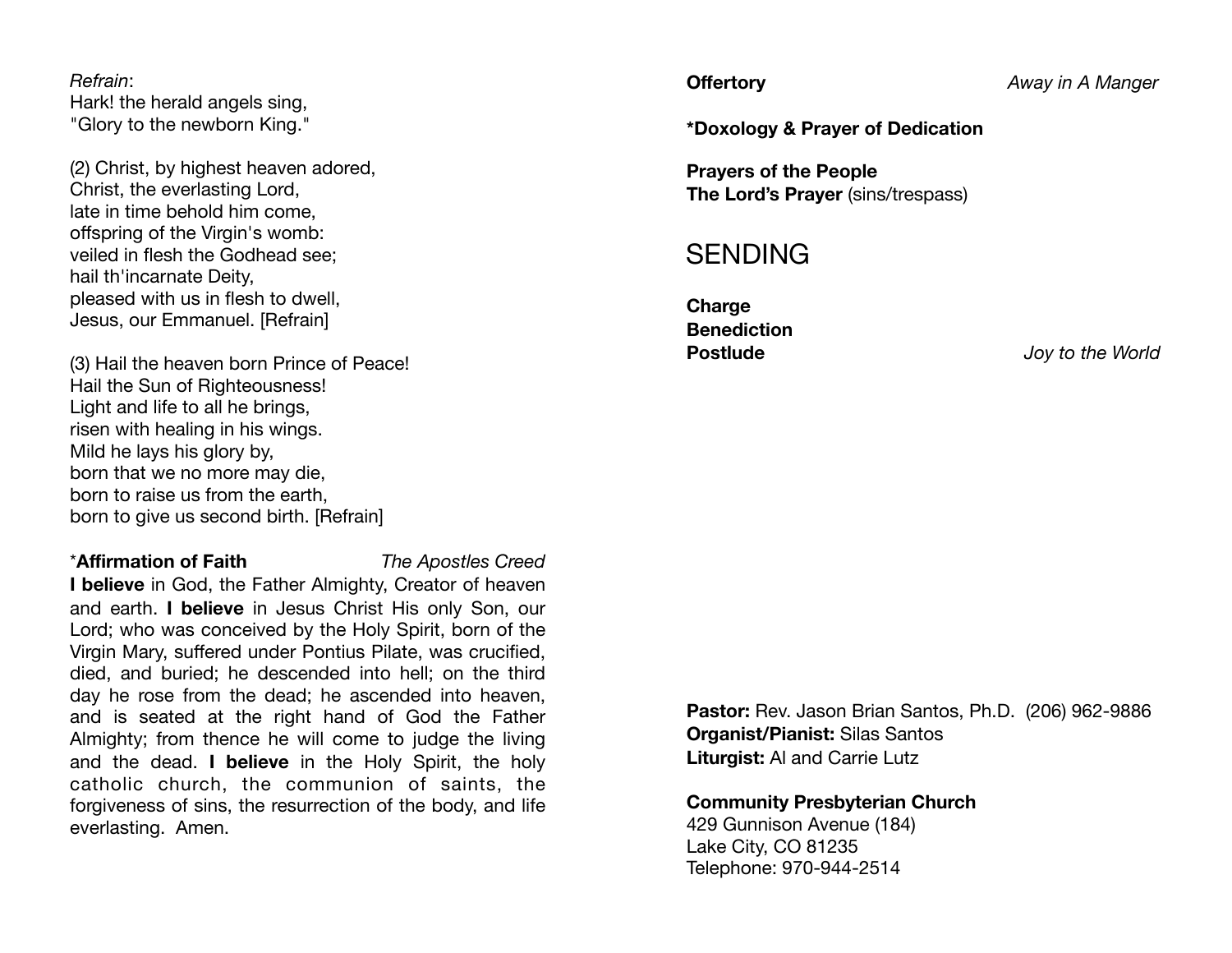*Refrain*:
Hark! the herald angels sing,
"Glory to the newborn King."

(2) Christ, by highest heaven adored,
Christ, the everlasting Lord,
late in time behold him come,
offspring of the Virgin's womb:
veiled in flesh the Godhead see;
hail th'incarnate Deity,
pleased with us in flesh to dwell,
Jesus, our Emmanuel. [Refrain]

(3) Hail the heaven born Prince of Peace!
Hail the Sun of Righteousness!
Light and life to all he brings,
risen with healing in his wings.
Mild he lays his glory by,
born that we no more may die,
born to raise us from the earth,
born to give us second birth. [Refrain]

***Affirmation of Faith** *The Apostles Creed*

**I believe** in God, the Father Almighty, Creator of heaven and earth. **I believe** in Jesus Christ His only Son, our Lord; who was conceived by the Holy Spirit, born of the Virgin Mary, suffered under Pontius Pilate, was crucified, died, and buried; he descended into hell; on the third day he rose from the dead; he ascended into heaven, and is seated at the right hand of God the Father Almighty; from thence he will come to judge the living and the dead. **I believe** in the Holy Spirit, the holy catholic church, the communion of saints, the forgiveness of sins, the resurrection of the body, and life everlasting. Amen.

**Offertory** *Away in A Manger*

***Doxology & Prayer of Dedication**

**Prayers of the People**
**The Lord's Prayer** (sins/trespass)

## SENDING

**Charge**
**Benediction**
**Postlude** *Joy to the World*

**Pastor:** Rev. Jason Brian Santos, Ph.D. (206) 962-9886
**Organist/Pianist:** Silas Santos
**Liturgist:** Al and Carrie Lutz

**Community Presbyterian Church**
429 Gunnison Avenue (184)
Lake City, CO 81235
Telephone: 970-944-2514